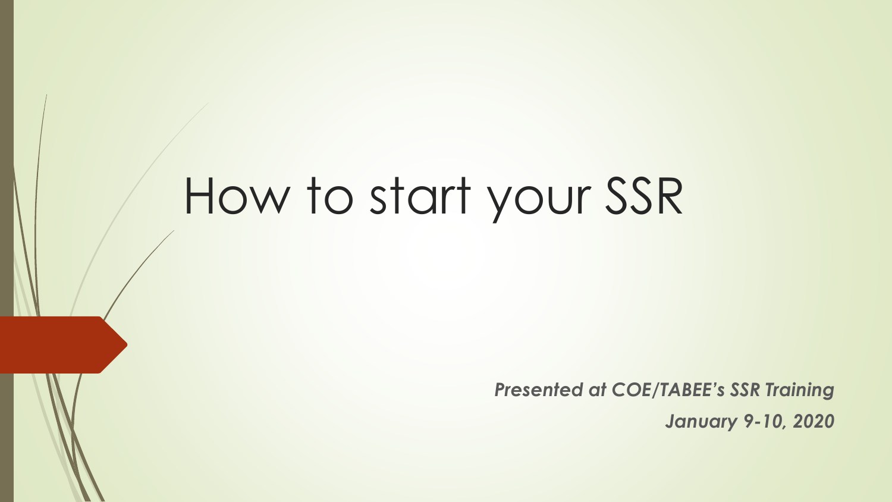# How to start your SSR

***Presented at COE/TABEE's SSR Training***

***January 9-10, 2020***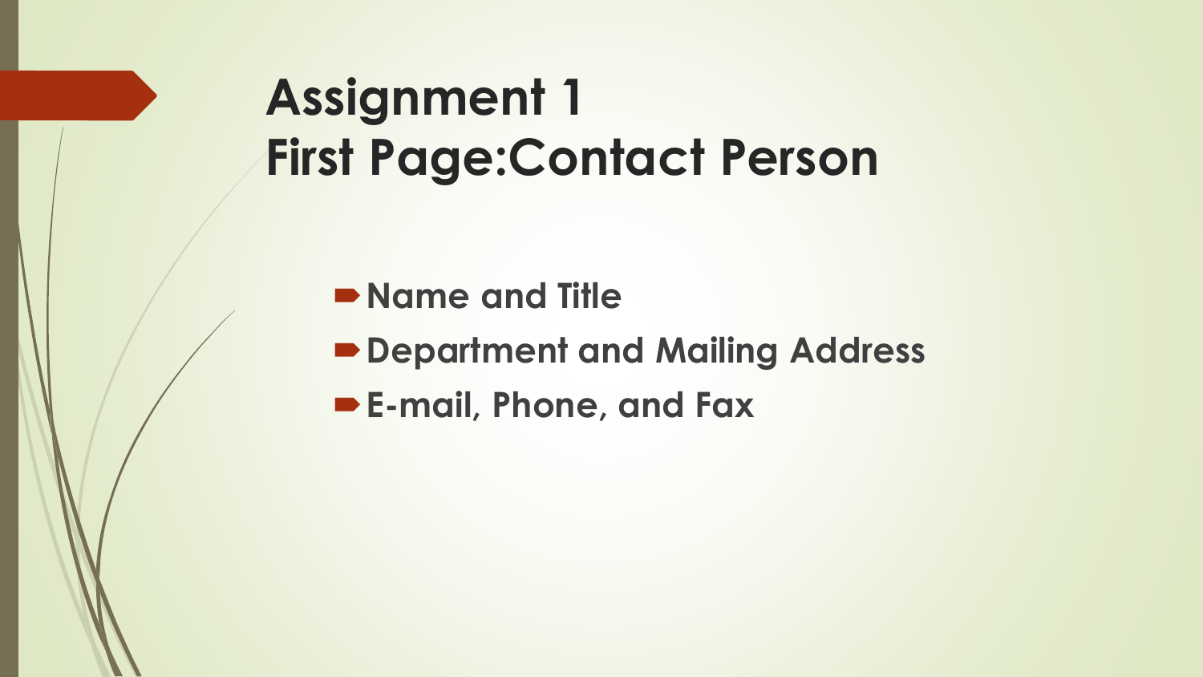# Assignment 1
# First Page:Contact Person

- **Name and Title**
- **Department and Mailing Address**
- **E-mail, Phone, and Fax**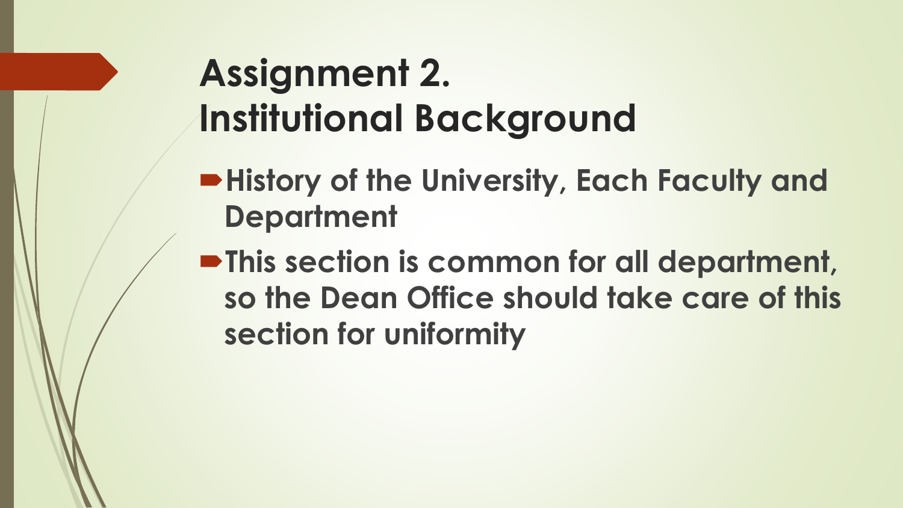# Assignment 2. Institutional Background

- **History of the University, Each Faculty and Department**
- **This section is common for all department, so the Dean Office should take care of this section for uniformity**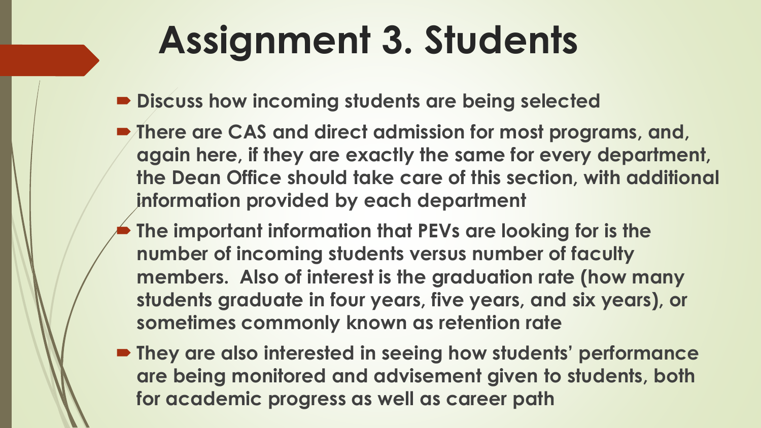# Assignment 3. Students

- Discuss how incoming students are being selected
- There are CAS and direct admission for most programs, and, again here, if they are exactly the same for every department, the Dean Office should take care of this section, with additional information provided by each department
- The important information that PEVs are looking for is the number of incoming students versus number of faculty members. Also of interest is the graduation rate (how many students graduate in four years, five years, and six years), or sometimes commonly known as retention rate
- They are also interested in seeing how students' performance are being monitored and advisement given to students, both for academic progress as well as career path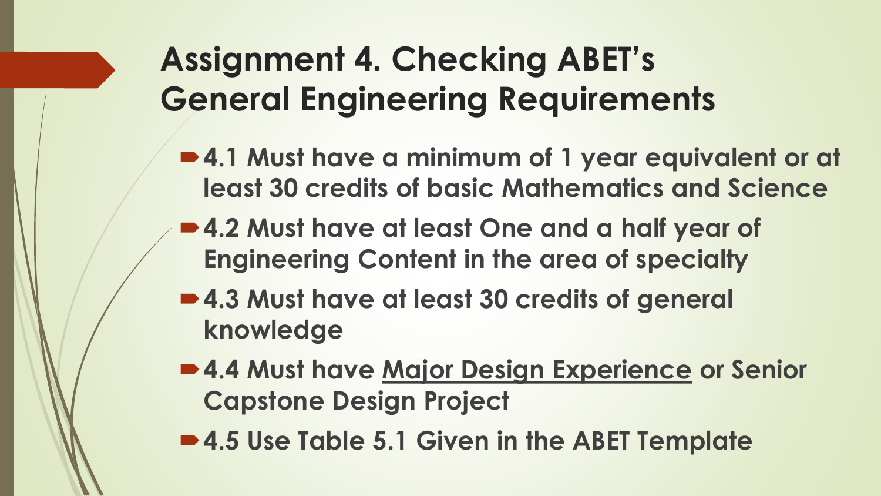# Assignment 4. Checking ABET's General Engineering Requirements

- **4.1 Must have a minimum of 1 year equivalent or at least 30 credits of basic Mathematics and Science**
- **4.2 Must have at least One and a half year of Engineering Content in the area of specialty**
- **4.3 Must have at least 30 credits of general knowledge**
- **4.4 Must have <u>Major Design Experience</u> or Senior Capstone Design Project**
- **4.5 Use Table 5.1 Given in the ABET Template**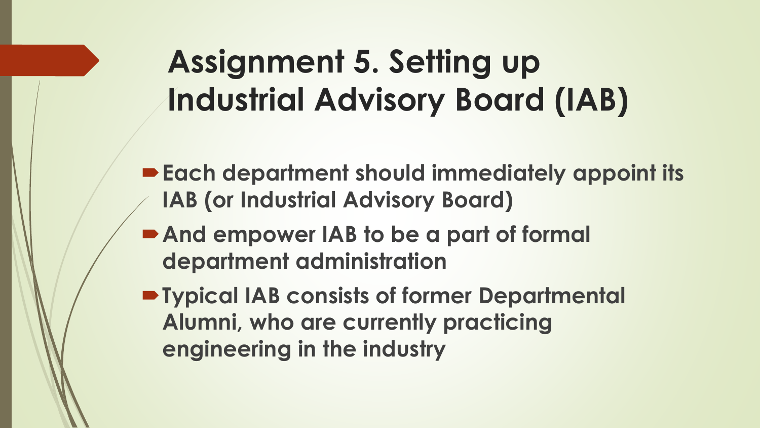# Assignment 5. Setting up Industrial Advisory Board (IAB)

- **Each department should immediately appoint its IAB (or Industrial Advisory Board)**
- **And empower IAB to be a part of formal department administration**
- **Typical IAB consists of former Departmental Alumni, who are currently practicing engineering in the industry**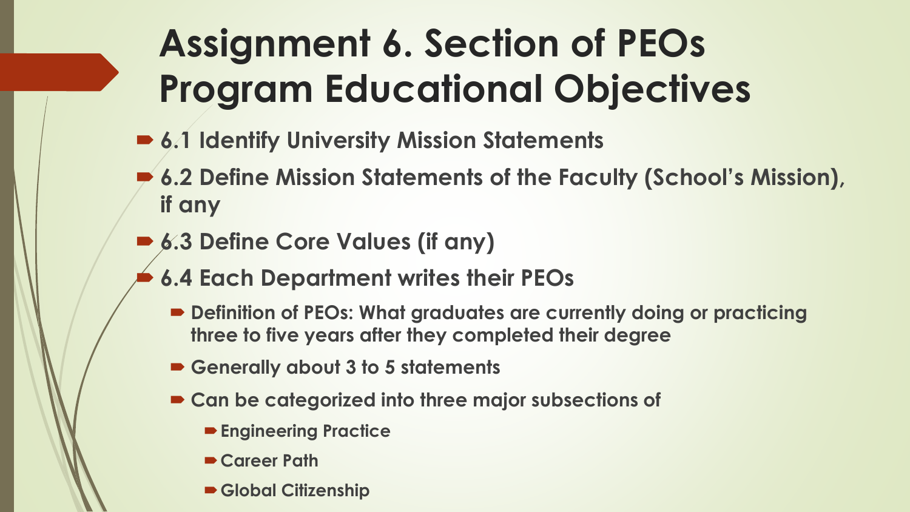# Assignment 6. Section of PEOs Program Educational Objectives

- **6.1 Identify University Mission Statements**
- **6.2 Define Mission Statements of the Faculty (School's Mission), if any**
- **6.3 Define Core Values (if any)**
- **6.4 Each Department writes their PEOs**
  - **Definition of PEOs: What graduates are currently doing or practicing three to five years after they completed their degree**
  - **Generally about 3 to 5 statements**
  - **Can be categorized into three major subsections of**
    - **Engineering Practice**
    - **Career Path**
    - **Global Citizenship**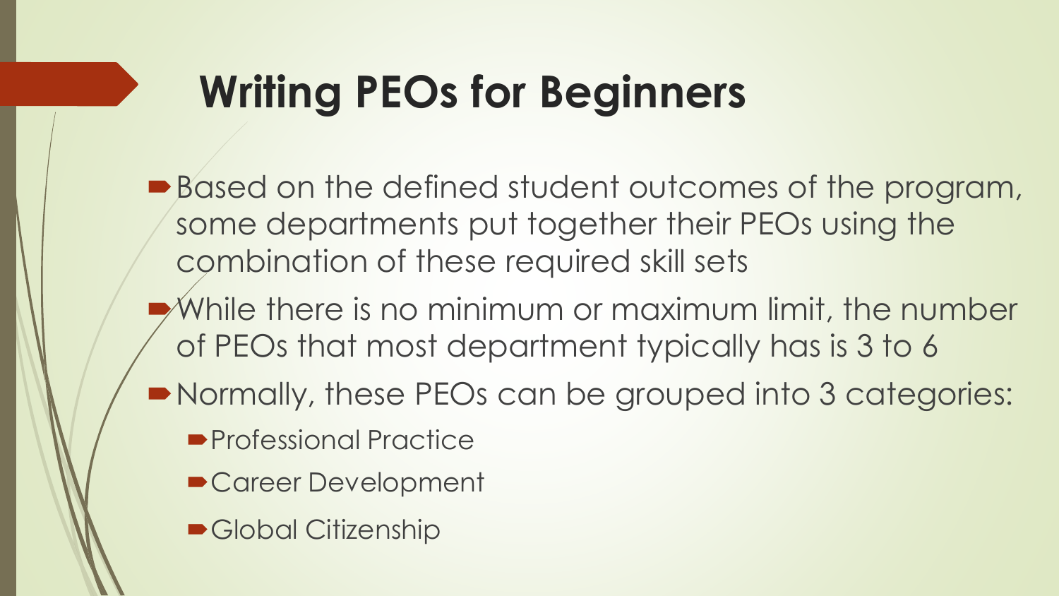# Writing PEOs for Beginners

- Based on the defined student outcomes of the program, some departments put together their PEOs using the combination of these required skill sets
- While there is no minimum or maximum limit, the number of PEOs that most department typically has is 3 to 6
- Normally, these PEOs can be grouped into 3 categories:
  - Professional Practice
  - Career Development
  - Global Citizenship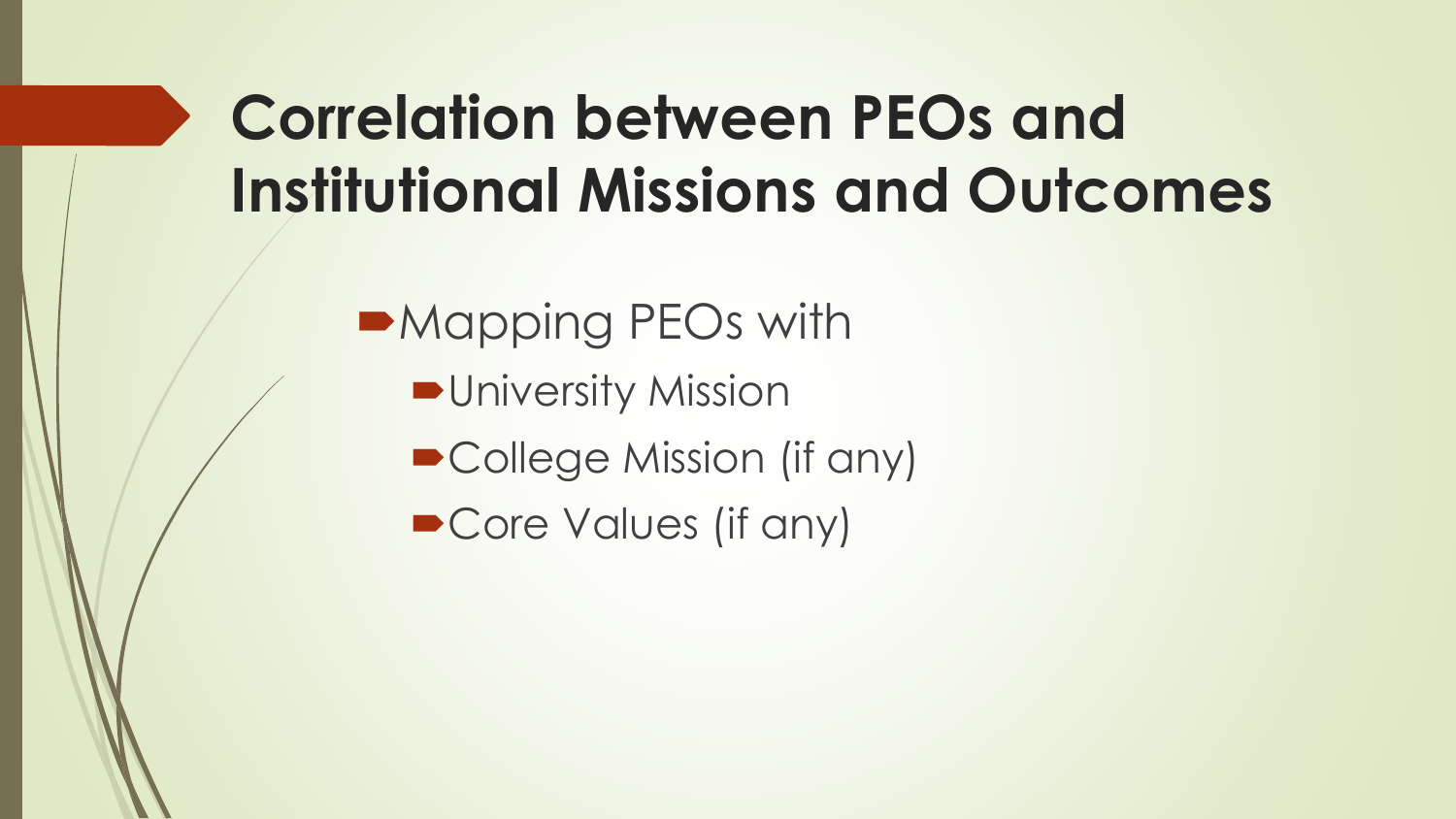# Correlation between PEOs and Institutional Missions and Outcomes

- Mapping PEOs with
  - University Mission
  - College Mission (if any)
  - Core Values (if any)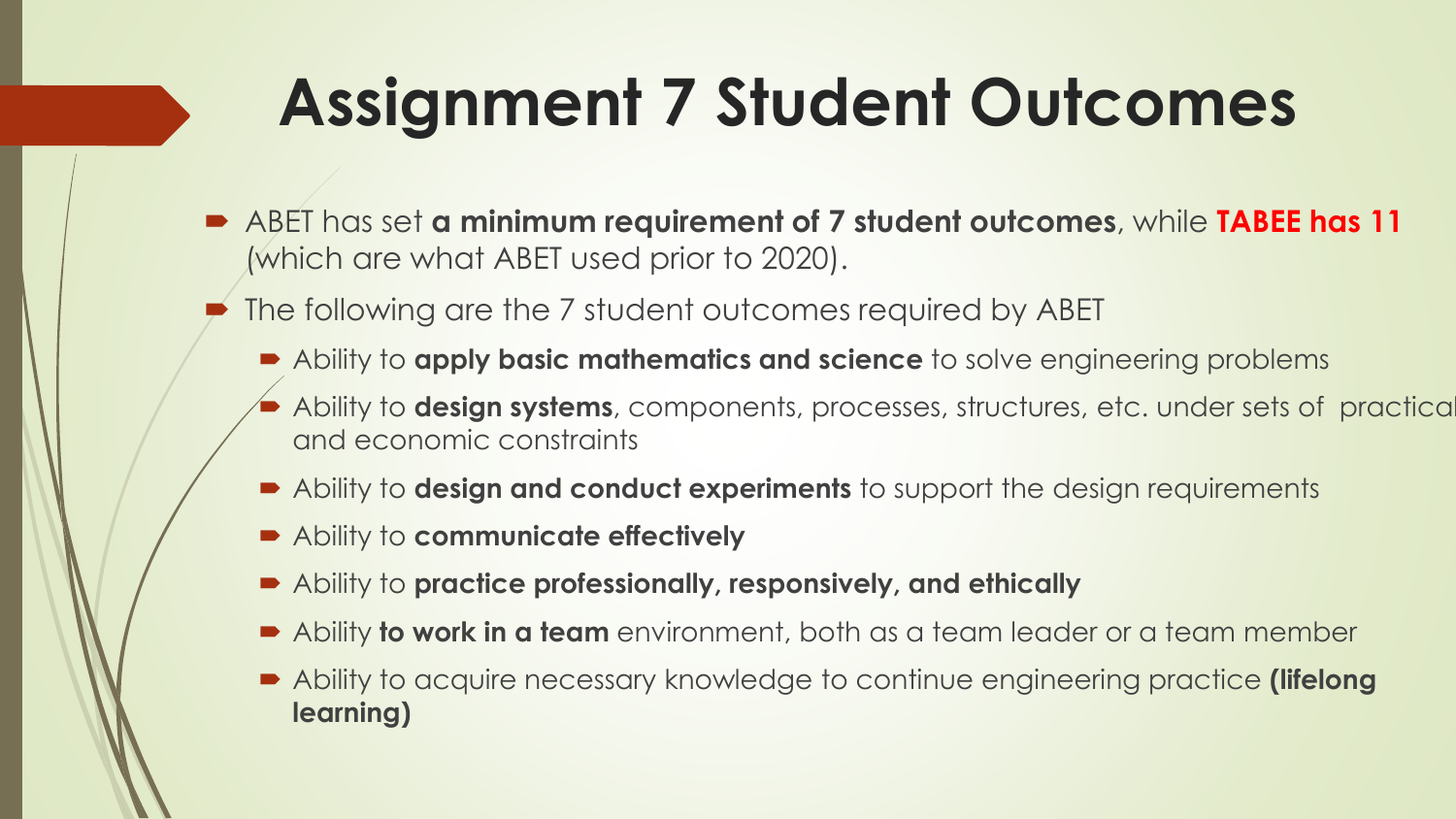# Assignment 7 Student Outcomes

- ABET has set **a minimum requirement of 7 student outcomes**, while **TABEE has 11** (which are what ABET used prior to 2020).
- The following are the 7 student outcomes required by ABET
  - Ability to **apply basic mathematics and science** to solve engineering problems
  - Ability to **design systems**, components, processes, structures, etc. under sets of practical and economic constraints
  - Ability to **design and conduct experiments** to support the design requirements
  - Ability to **communicate effectively**
  - Ability to **practice professionally, responsively, and ethically**
  - Ability **to work in a team** environment, both as a team leader or a team member
  - Ability to acquire necessary knowledge to continue engineering practice **(lifelong learning)**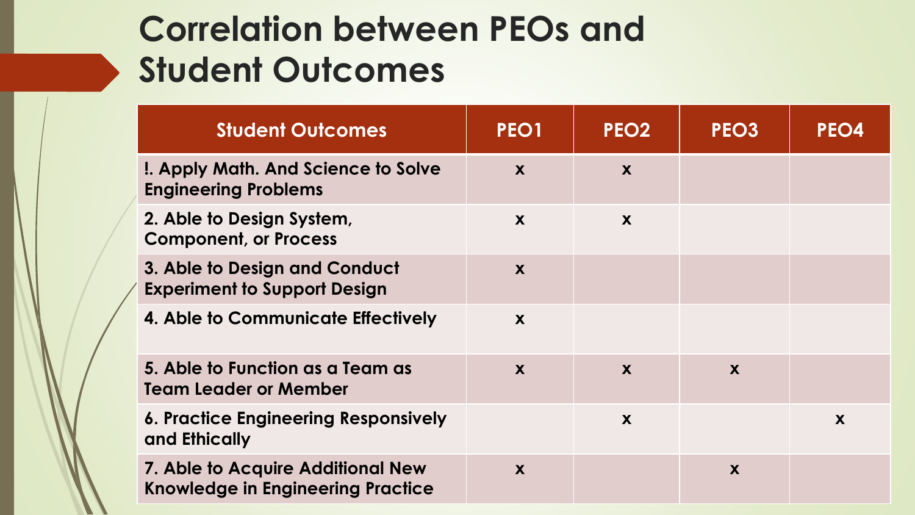# Correlation between PEOs and Student Outcomes

| Student Outcomes | PEO1 | PEO2 | PEO3 | PEO4 |
|---|---|---|---|---|
| !. Apply Math. And Science to Solve Engineering Problems | x | x | | |
| 2. Able to Design System, Component, or Process | x | x | | |
| 3. Able to Design and Conduct Experiment to Support Design | x | | | |
| 4. Able to Communicate Effectively | x | | | |
| 5. Able to Function as a Team as Team Leader or Member | x | x | x | |
| 6. Practice Engineering Responsively and Ethically | | x | | x |
| 7. Able to Acquire Additional New Knowledge in Engineering Practice | x | | x | |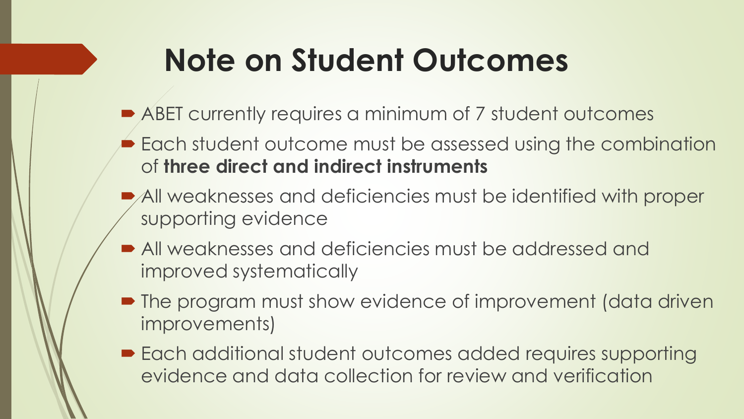# Note on Student Outcomes

- ABET currently requires a minimum of 7 student outcomes
- Each student outcome must be assessed using the combination of **three direct and indirect instruments**
- All weaknesses and deficiencies must be identified with proper supporting evidence
- All weaknesses and deficiencies must be addressed and improved systematically
- The program must show evidence of improvement (data driven improvements)
- Each additional student outcomes added requires supporting evidence and data collection for review and verification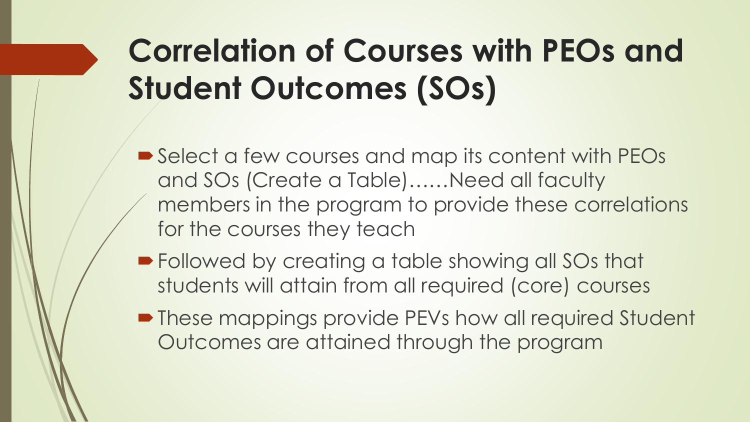# Correlation of Courses with PEOs and Student Outcomes (SOs)

- Select a few courses and map its content with PEOs and SOs (Create a Table)……Need all faculty members in the program to provide these correlations for the courses they teach
- Followed by creating a table showing all SOs that students will attain from all required (core) courses
- These mappings provide PEVs how all required Student Outcomes are attained through the program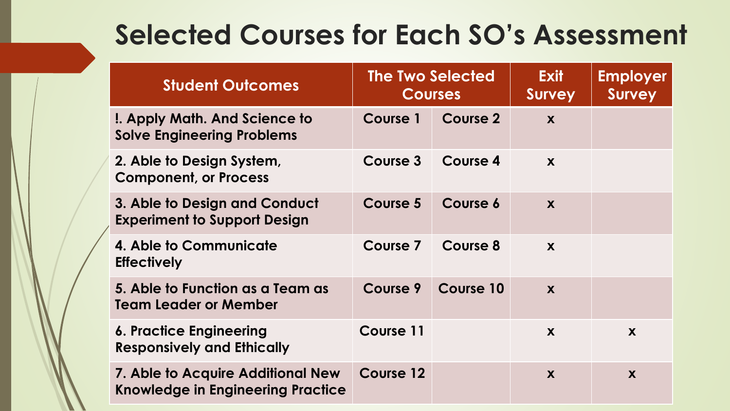# Selected Courses for Each SO's Assessment

| Student Outcomes | The Two Selected Courses | | Exit Survey | Employer Survey |
|---|---|---|---|---|
| !. Apply Math. And Science to Solve Engineering Problems | Course 1 | Course 2 | x | |
| 2. Able to Design System, Component, or Process | Course 3 | Course 4 | x | |
| 3. Able to Design and Conduct Experiment to Support Design | Course 5 | Course 6 | x | |
| 4. Able to Communicate Effectively | Course 7 | Course 8 | x | |
| 5. Able to Function as a Team as Team Leader or Member | Course 9 | Course 10 | x | |
| 6. Practice Engineering Responsively and Ethically | Course 11 | | x | x |
| 7. Able to Acquire Additional New Knowledge in Engineering Practice | Course 12 | | x | x |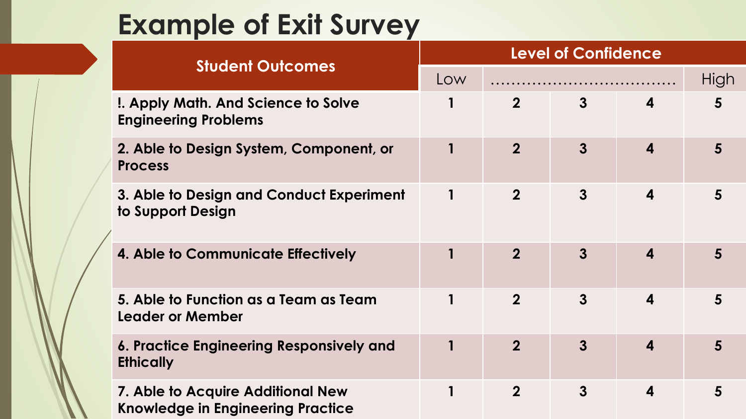# Example of Exit Survey

| Student Outcomes | Level of Confidence | | | | |
|---|---|---|---|---|---|
| | Low | ………………………………… | | | High |
| **!. Apply Math. And Science to Solve Engineering Problems** | **1** | **2** | **3** | **4** | **5** |
| **2. Able to Design System, Component, or Process** | **1** | **2** | **3** | **4** | **5** |
| **3. Able to Design and Conduct Experiment to Support Design** | **1** | **2** | **3** | **4** | **5** |
| **4. Able to Communicate Effectively** | **1** | **2** | **3** | **4** | **5** |
| **5. Able to Function as a Team as Team Leader or Member** | **1** | **2** | **3** | **4** | **5** |
| **6. Practice Engineering Responsively and Ethically** | **1** | **2** | **3** | **4** | **5** |
| **7. Able to Acquire Additional New Knowledge in Engineering Practice** | **1** | **2** | **3** | **4** | **5** |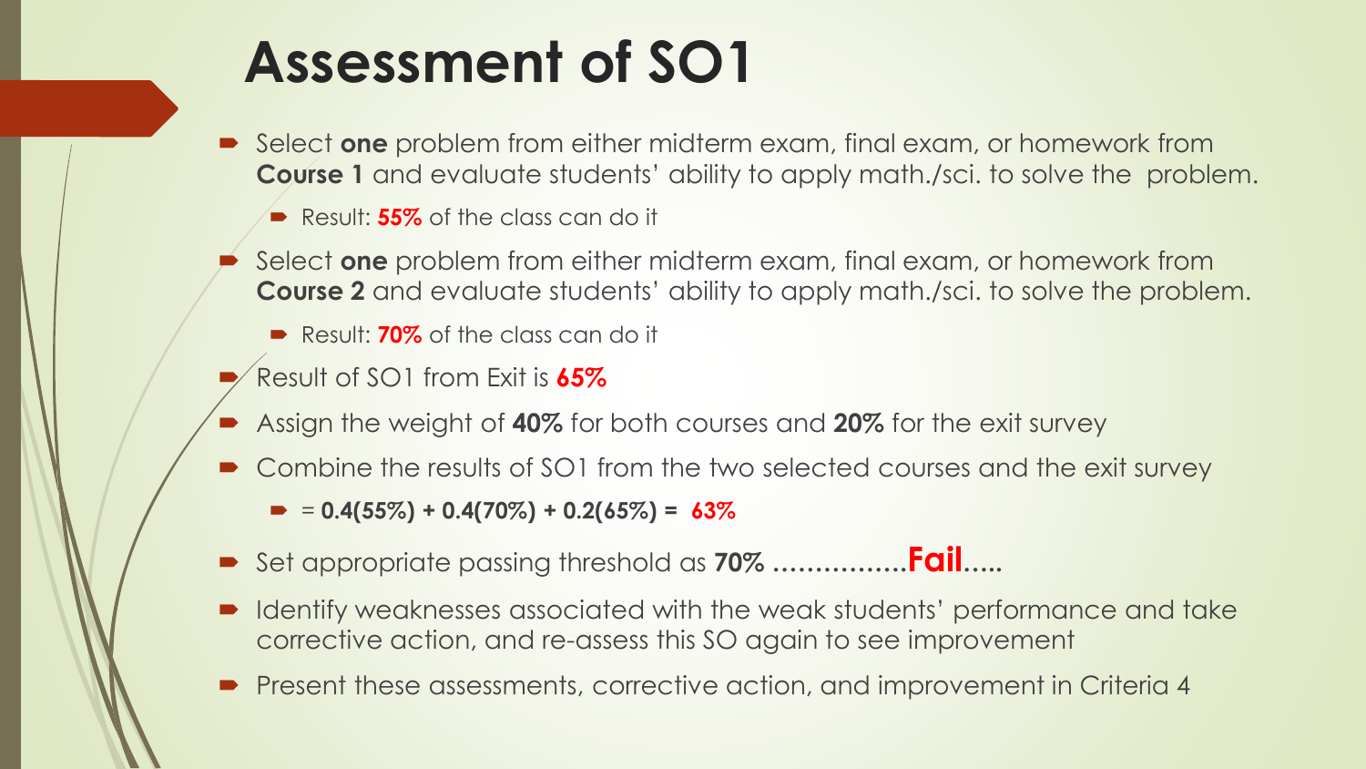# Assessment of SO1

- Select **one** problem from either midterm exam, final exam, or homework from **Course 1** and evaluate students' ability to apply math./sci. to solve the problem.
  - Result: **55%** of the class can do it
- Select **one** problem from either midterm exam, final exam, or homework from **Course 2** and evaluate students' ability to apply math./sci. to solve the problem.
  - Result: **70%** of the class can do it
- Result of SO1 from Exit is **65%**
- Assign the weight of **40%** for both courses and **20%** for the exit survey
- Combine the results of SO1 from the two selected courses and the exit survey
  - = **0.4(55%) + 0.4(70%) + 0.2(65%) = 63%**
- Set appropriate passing threshold as **70% ................Fail.....**
- Identify weaknesses associated with the weak students' performance and take corrective action, and re-assess this SO again to see improvement
- Present these assessments, corrective action, and improvement in Criteria 4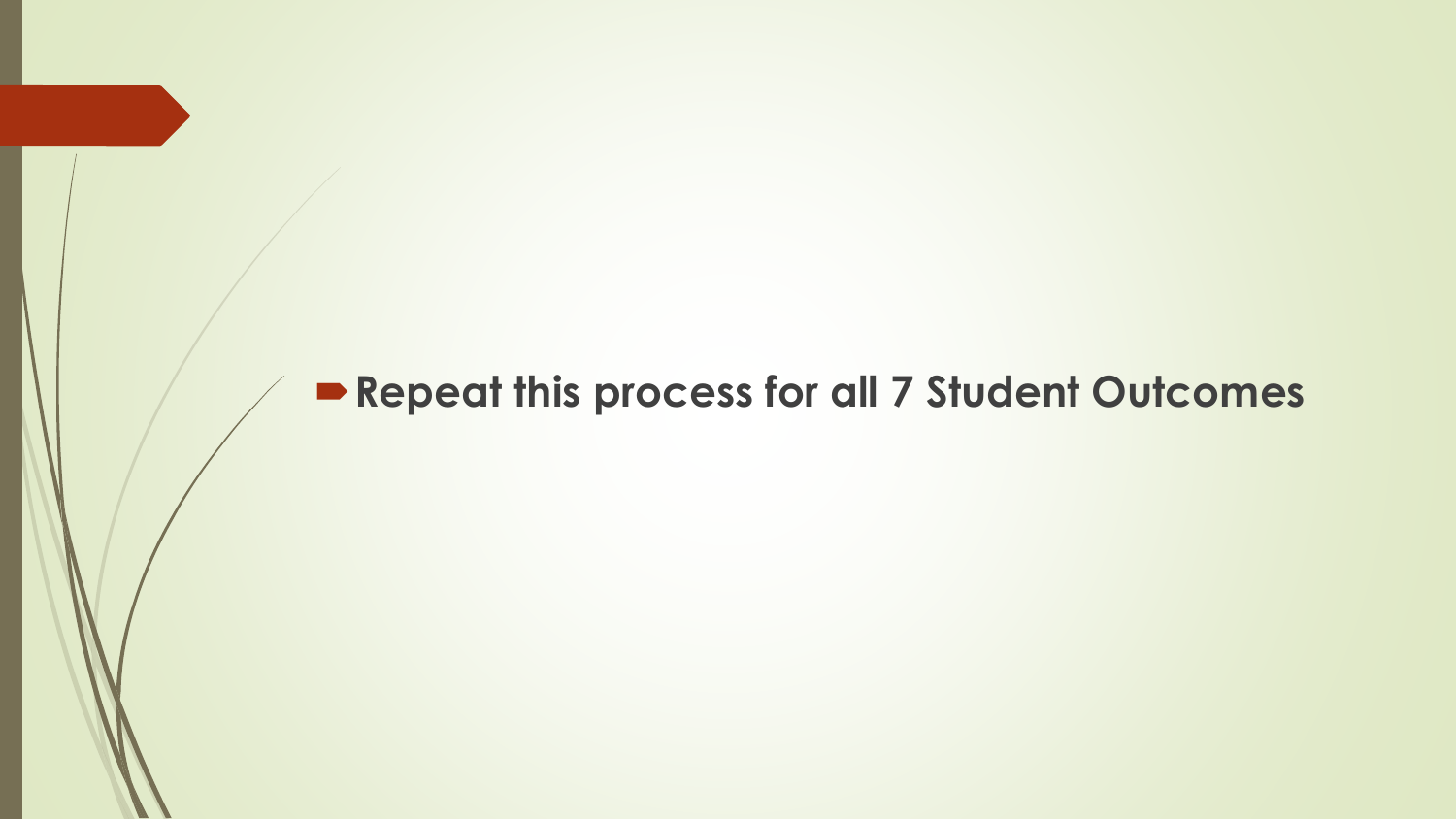- **Repeat this process for all 7 Student Outcomes**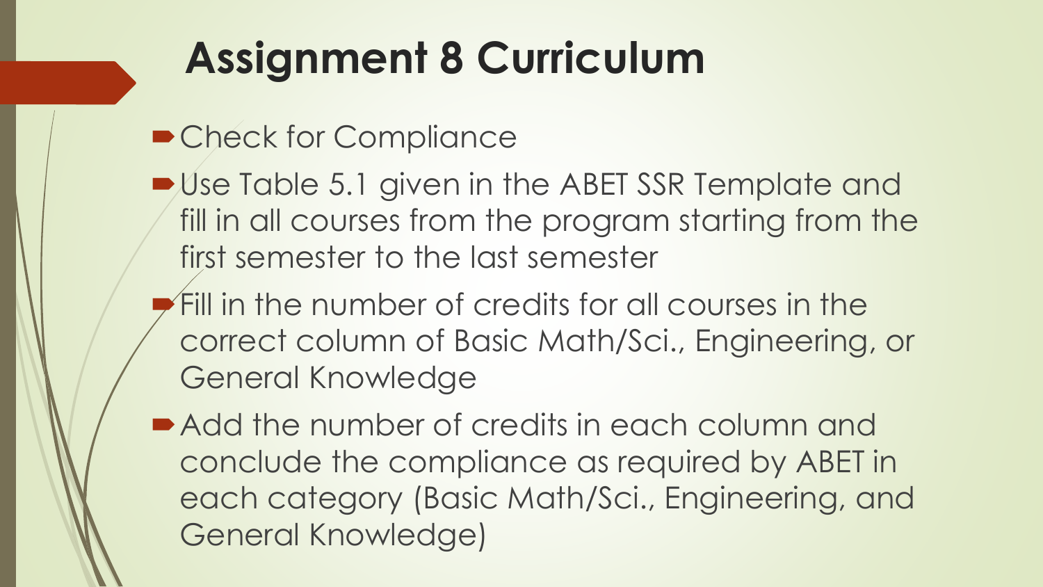# Assignment 8 Curriculum

- Check for Compliance
- Use Table 5.1 given in the ABET SSR Template and fill in all courses from the program starting from the first semester to the last semester
- Fill in the number of credits for all courses in the correct column of Basic Math/Sci., Engineering, or General Knowledge
- Add the number of credits in each column and conclude the compliance as required by ABET in each category (Basic Math/Sci., Engineering, and General Knowledge)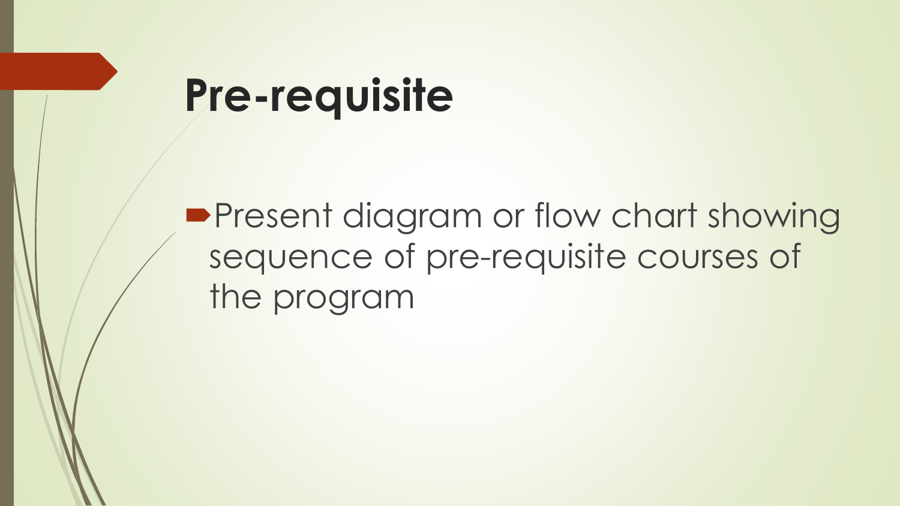# Pre-requisite

- Present diagram or flow chart showing sequence of pre-requisite courses of the program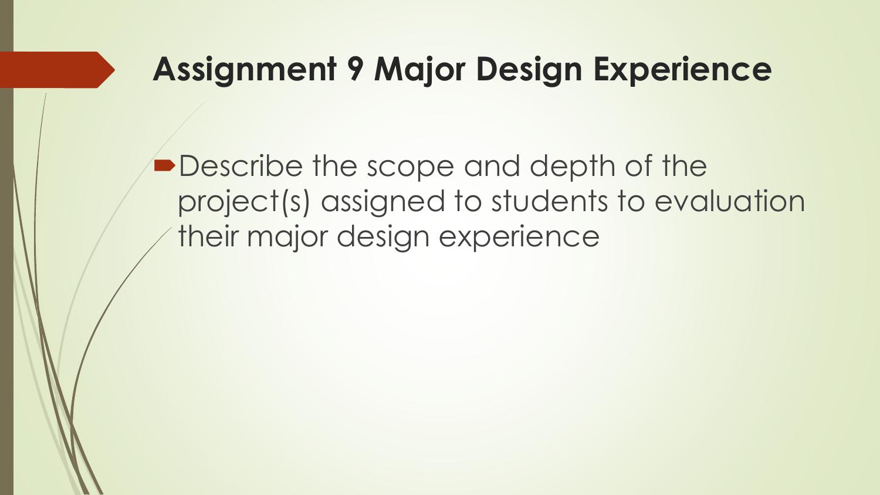# Assignment 9 Major Design Experience

- Describe the scope and depth of the project(s) assigned to students to evaluation their major design experience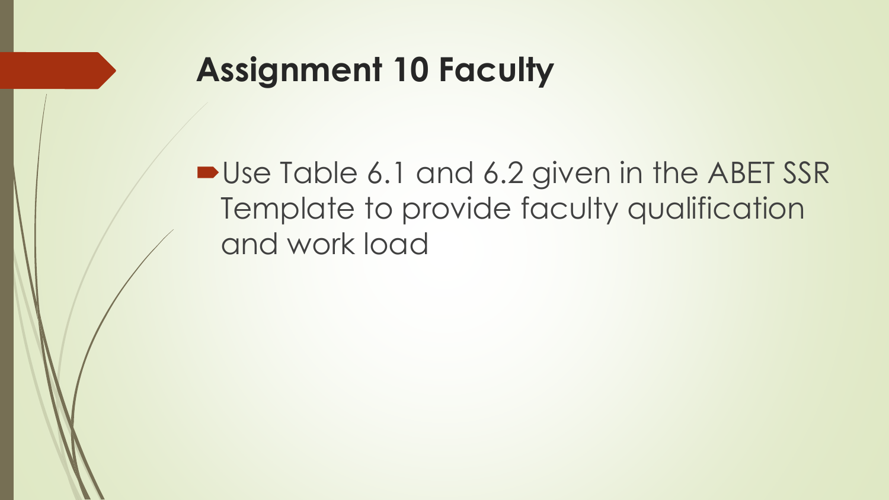# Assignment 10 Faculty

- Use Table 6.1 and 6.2 given in the ABET SSR Template to provide faculty qualification and work load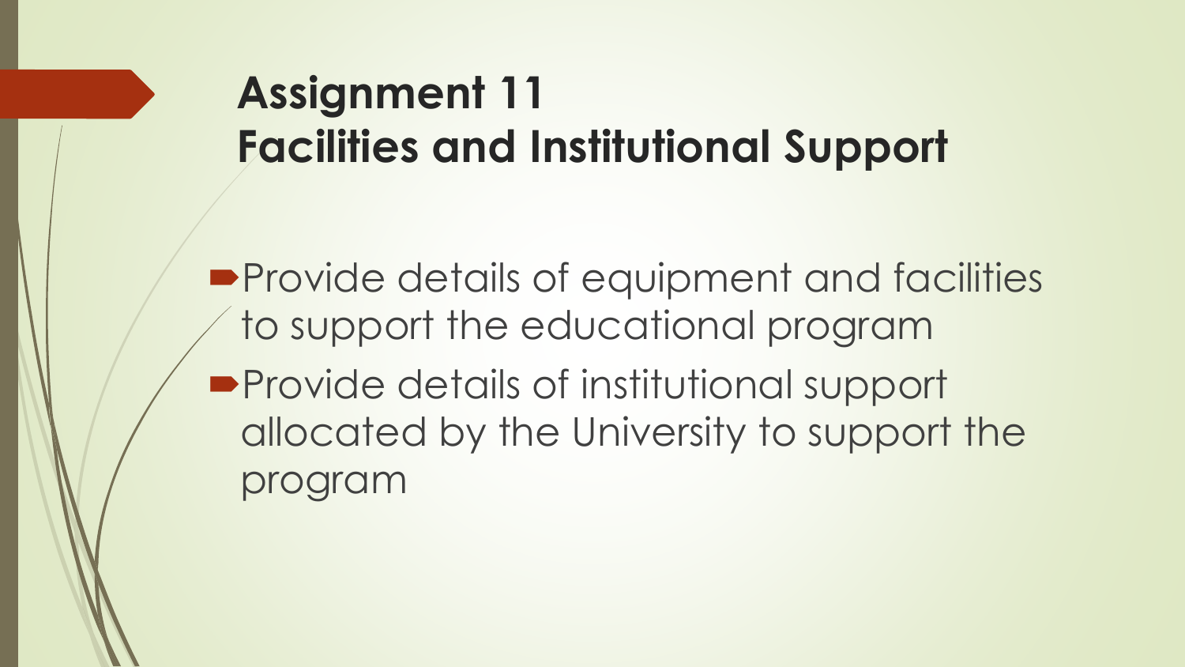# Assignment 11
# Facilities and Institutional Support

- Provide details of equipment and facilities to support the educational program
- Provide details of institutional support allocated by the University to support the program